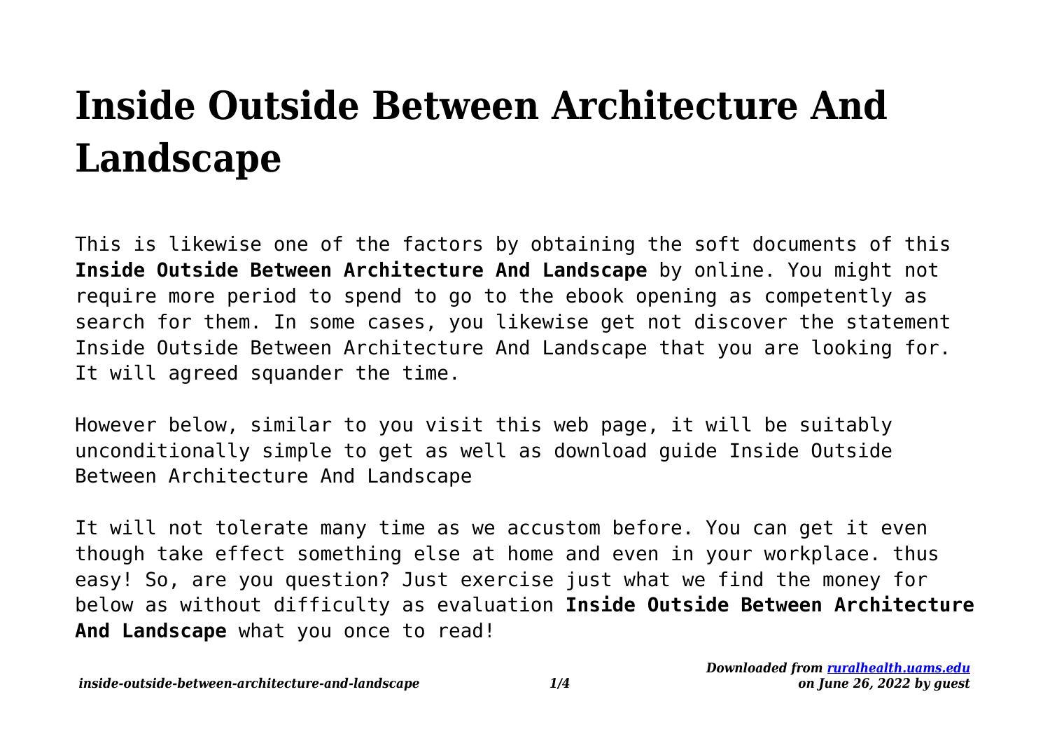# Inside Outside Between Architecture And Landscape

This is likewise one of the factors by obtaining the soft documents of this **Inside Outside Between Architecture And Landscape** by online. You might not require more period to spend to go to the ebook opening as competently as search for them. In some cases, you likewise get not discover the statement Inside Outside Between Architecture And Landscape that you are looking for. It will agreed squander the time.

However below, similar to you visit this web page, it will be suitably unconditionally simple to get as well as download guide Inside Outside Between Architecture And Landscape

It will not tolerate many time as we accustom before. You can get it even though take effect something else at home and even in your workplace. thus easy! So, are you question? Just exercise just what we find the money for below as without difficulty as evaluation **Inside Outside Between Architecture And Landscape** what you once to read!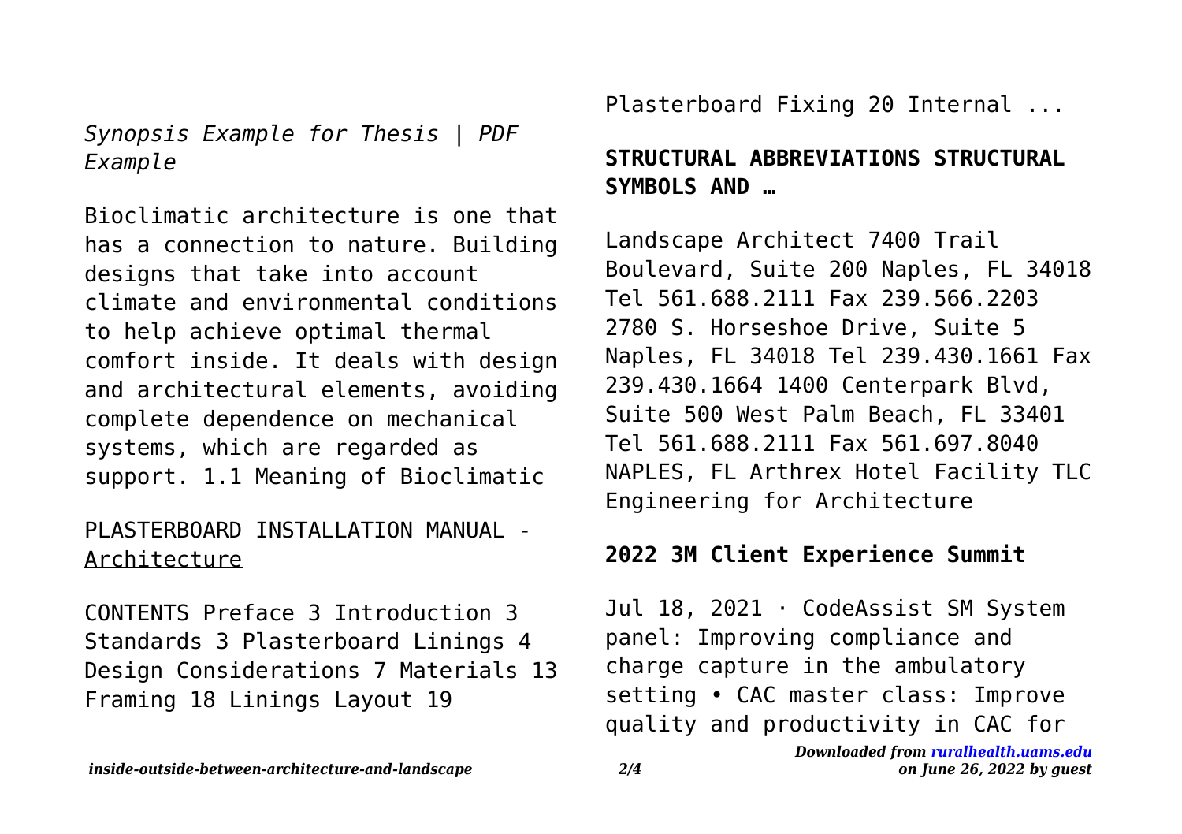*Synopsis Example for Thesis | PDF Example*

Bioclimatic architecture is one that has a connection to nature. Building designs that take into account climate and environmental conditions to help achieve optimal thermal comfort inside. It deals with design and architectural elements, avoiding complete dependence on mechanical systems, which are regarded as support. 1.1 Meaning of Bioclimatic

PLASTERBOARD INSTALLATION MANUAL - Architecture

CONTENTS Preface 3 Introduction 3 Standards 3 Plasterboard Linings 4 Design Considerations 7 Materials 13 Framing 18 Linings Layout 19 Plasterboard Fixing 20 Internal ...

**STRUCTURAL ABBREVIATIONS STRUCTURAL SYMBOLS AND …**

Landscape Architect 7400 Trail Boulevard, Suite 200 Naples, FL 34018 Tel 561.688.2111 Fax 239.566.2203 2780 S. Horseshoe Drive, Suite 5 Naples, FL 34018 Tel 239.430.1661 Fax 239.430.1664 1400 Centerpark Blvd, Suite 500 West Palm Beach, FL 33401 Tel 561.688.2111 Fax 561.697.8040 NAPLES, FL Arthrex Hotel Facility TLC Engineering for Architecture

**2022 3M Client Experience Summit**

Jul 18, 2021 · CodeAssist SM System panel: Improving compliance and charge capture in the ambulatory setting • CAC master class: Improve quality and productivity in CAC for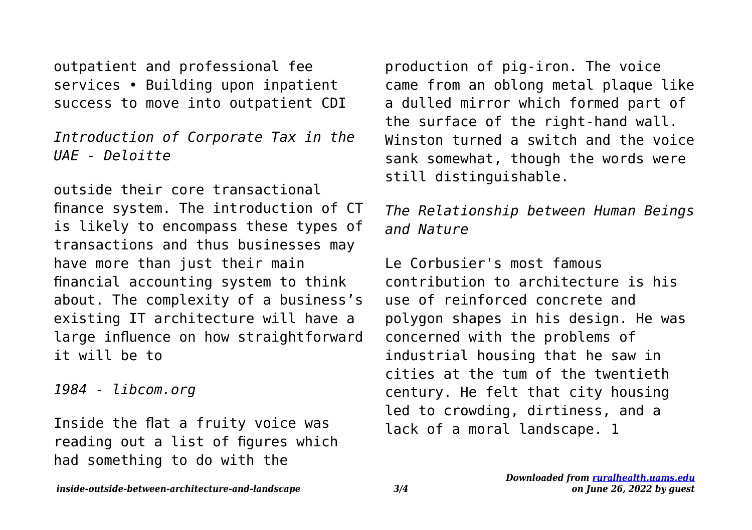outpatient and professional fee services • Building upon inpatient success to move into outpatient CDI

*Introduction of Corporate Tax in the UAE - Deloitte*

outside their core transactional finance system. The introduction of CT is likely to encompass these types of transactions and thus businesses may have more than just their main financial accounting system to think about. The complexity of a business's existing IT architecture will have a large influence on how straightforward it will be to

*1984 - libcom.org*

Inside the flat a fruity voice was reading out a list of figures which had something to do with the production of pig-iron. The voice came from an oblong metal plaque like a dulled mirror which formed part of the surface of the right-hand wall. Winston turned a switch and the voice sank somewhat, though the words were still distinguishable.

*The Relationship between Human Beings and Nature*

Le Corbusier's most famous contribution to architecture is his use of reinforced concrete and polygon shapes in his design. He was concerned with the problems of industrial housing that he saw in cities at the tum of the twentieth century. He felt that city housing led to crowding, dirtiness, and a lack of a moral landscape. 1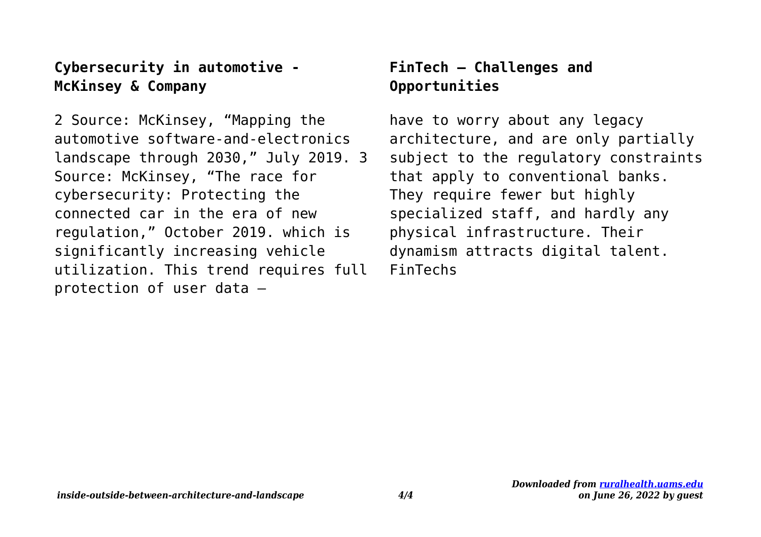### Cybersecurity in automotive - McKinsey & Company

2 Source: McKinsey, “Mapping the automotive software-and-electronics landscape through 2030,” July 2019. 3 Source: McKinsey, “The race for cybersecurity: Protecting the connected car in the era of new regulation,” October 2019. which is significantly increasing vehicle utilization. This trend requires full protection of user data –

### FinTech – Challenges and Opportunities

have to worry about any legacy architecture, and are only partially subject to the regulatory constraints that apply to conventional banks. They require fewer but highly specialized staff, and hardly any physical infrastructure. Their dynamism attracts digital talent. FinTechs